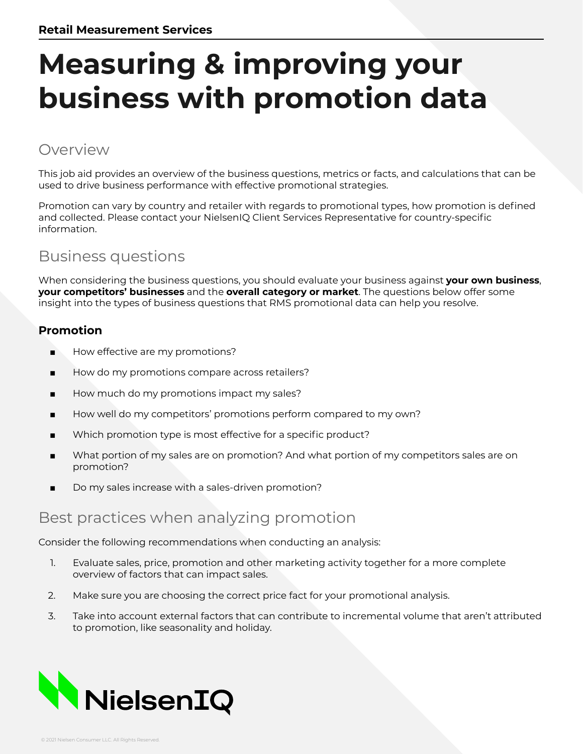**Retail Measurement Services**

# Measuring & improving your business with promotion data

## Overview

This job aid provides an overview of the business questions, metrics or facts, and calculations that can be used to drive business performance with effective promotional strategies.

Promotion can vary by country and retailer with regards to promotional types, how promotion is defined and collected. Please contact your NielsenIQ Client Services Representative for country-specific information.

## Business questions

When considering the business questions, you should evaluate your business against **your own business**, **your competitors' businesses** and the **overall category or market**. The questions below offer some insight into the types of business questions that RMS promotional data can help you resolve.

### Promotion

- How effective are my promotions?
- How do my promotions compare across retailers?
- How much do my promotions impact my sales?
- How well do my competitors' promotions perform compared to my own?
- Which promotion type is most effective for a specific product?
- What portion of my sales are on promotion? And what portion of my competitors sales are on promotion?
- Do my sales increase with a sales-driven promotion?

## Best practices when analyzing promotion

Consider the following recommendations when conducting an analysis:

1. Evaluate sales, price, promotion and other marketing activity together for a more complete overview of factors that can impact sales.
2. Make sure you are choosing the correct price fact for your promotional analysis.
3. Take into account external factors that can contribute to incremental volume that aren't attributed to promotion, like seasonality and holiday.

NielsenIQ

© 2021 Nielsen Consumer LLC. All Rights Reserved.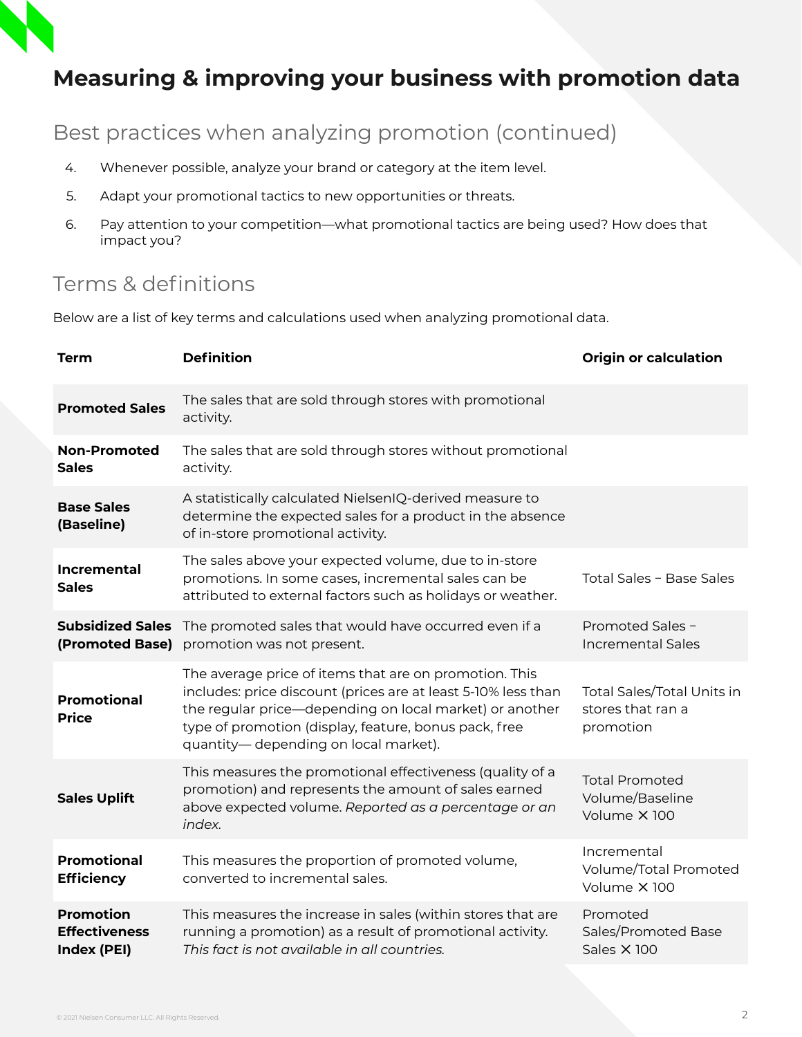# Measuring & improving your business with promotion data

## Best practices when analyzing promotion (continued)

4. Whenever possible, analyze your brand or category at the item level.
5. Adapt your promotional tactics to new opportunities or threats.
6. Pay attention to your competition—what promotional tactics are being used? How does that impact you?

## Terms & definitions

Below are a list of key terms and calculations used when analyzing promotional data.

| Term | Definition | Origin or calculation |
|---|---|---|
| **Promoted Sales** | The sales that are sold through stores with promotional activity. | |
| **Non-Promoted Sales** | The sales that are sold through stores without promotional activity. | |
| **Base Sales (Baseline)** | A statistically calculated NielsenIQ-derived measure to determine the expected sales for a product in the absence of in-store promotional activity. | |
| **Incremental Sales** | The sales above your expected volume, due to in-store promotions. In some cases, incremental sales can be attributed to external factors such as holidays or weather. | Total Sales − Base Sales |
| **Subsidized Sales (Promoted Base)** | The promoted sales that would have occurred even if a promotion was not present. | Promoted Sales − Incremental Sales |
| **Promotional Price** | The average price of items that are on promotion. This includes: price discount (prices are at least 5-10% less than the regular price—depending on local market) or another type of promotion (display, feature, bonus pack, free quantity— depending on local market). | Total Sales/Total Units in stores that ran a promotion |
| **Sales Uplift** | This measures the promotional effectiveness (quality of a promotion) and represents the amount of sales earned above expected volume. *Reported as a percentage or an index.* | Total Promoted Volume/Baseline Volume × 100 |
| **Promotional Efficiency** | This measures the proportion of promoted volume, converted to incremental sales. | Incremental Volume/Total Promoted Volume × 100 |
| **Promotion Effectiveness Index (PEI)** | This measures the increase in sales (within stores that are running a promotion) as a result of promotional activity. *This fact is not available in all countries.* | Promoted Sales/Promoted Base Sales × 100 |

© 2021 Nielsen Consumer LLC. All Rights Reserved.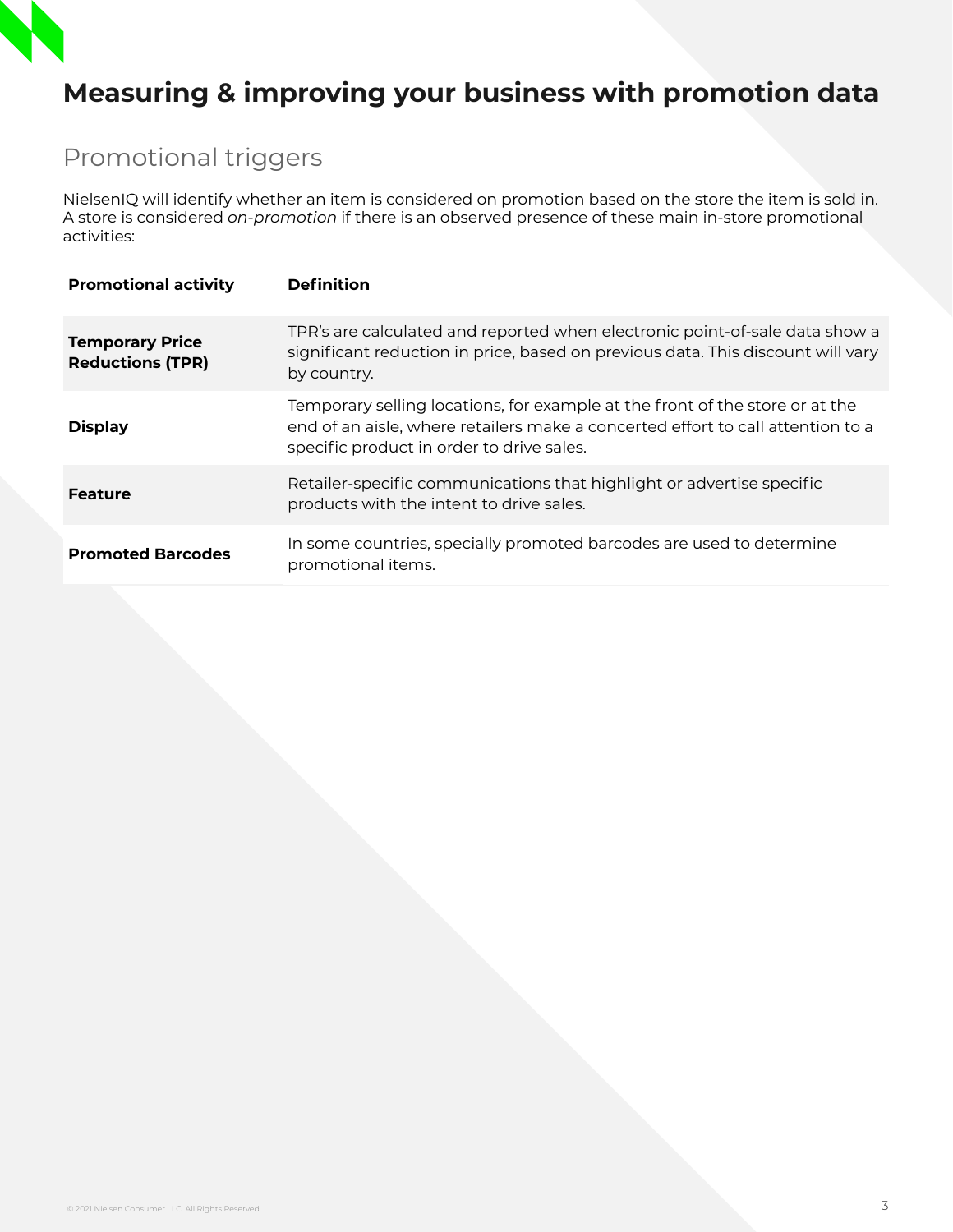# Measuring & improving your business with promotion data

## Promotional triggers

NielsenIQ will identify whether an item is considered on promotion based on the store the item is sold in. A store is considered *on-promotion* if there is an observed presence of these main in-store promotional activities:

| Promotional activity | Definition |
| --- | --- |
| **Temporary Price Reductions (TPR)** | TPR's are calculated and reported when electronic point-of-sale data show a significant reduction in price, based on previous data. This discount will vary by country. |
| **Display** | Temporary selling locations, for example at the front of the store or at the end of an aisle, where retailers make a concerted effort to call attention to a specific product in order to drive sales. |
| **Feature** | Retailer-specific communications that highlight or advertise specific products with the intent to drive sales. |
| **Promoted Barcodes** | In some countries, specially promoted barcodes are used to determine promotional items. |

© 2021 Nielsen Consumer LLC. All Rights Reserved.